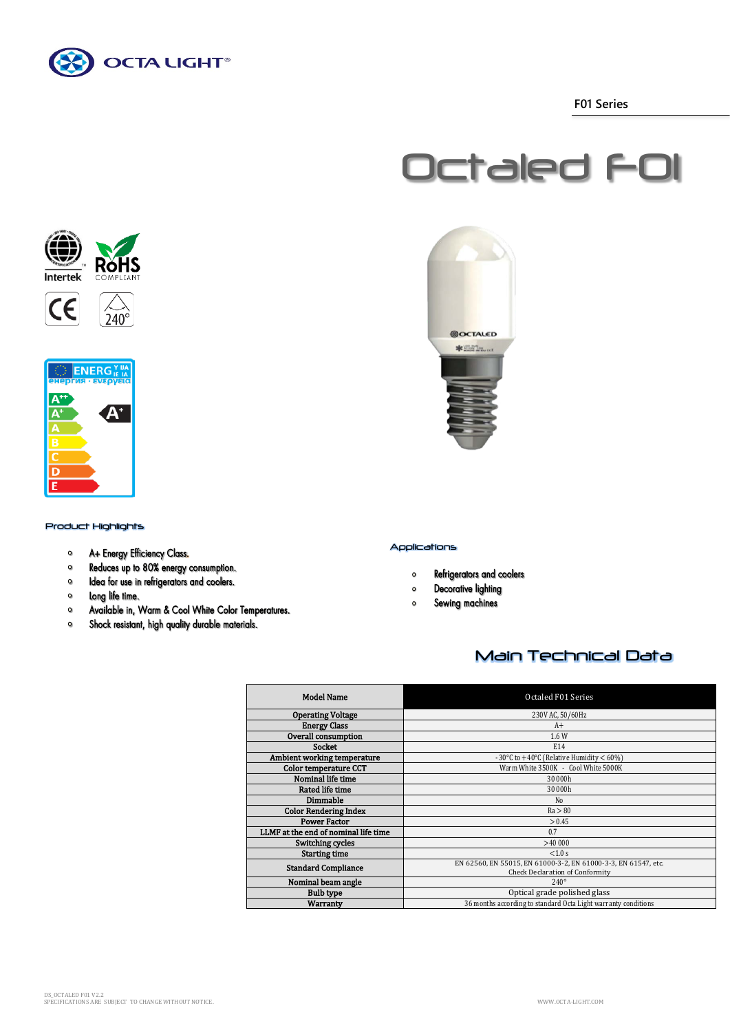F01 Series

# Octaled F01

## Product Highlights

- A+ Energy Efficiency Class.
- Reduces up to 80% energy consumption.
- Idea for use in refrigerators and coolers.
- Long life time.
- Available in, Warm & Cool White Color Temperatures.
- Shock resistant, high quality durable materials.

## Applications

- Refrigerators and coolers
- Decorative lighting
- Sewing machines

## Main Technical Data

| Model Name | Octaled F01 Series |
|---|---|
| Operating Voltage | 230V AC, 50/60Hz |
| Energy Class | A+ |
| Overall consumption | 1.6 W |
| Socket | E14 |
| Ambient working temperature | -30°C to +40°C (Relative Humidity < 60%) |
| Color temperature CCT | Warm White 3500K - Cool White 5000K |
| Nominal life time | 30 000h |
| Rated life time | 30 000h |
| Dimmable | No |
| Color Rendering Index | Ra > 80 |
| Power Factor | > 0.45 |
| LLMF at the end of nominal life time | 0.7 |
| Switching cycles | >40 000 |
| Starting time | <1.0 s |
| Standard Compliance | EN 62560, EN 55015, EN 61000-3-2, EN 61000-3-3, EN 61547, etc. Check Declaration of Conformity |
| Nominal beam angle | 240° |
| Bulb type | Optical grade polished glass |
| Warranty | 36 months according to standard Octa Light warranty conditions |

DS_OCTALED F01 V2.2
SPECIFICATIONS ARE SUBJECT TO CHANGE WITHOUT NOTICE.

WWW.OCTA-LIGHT.COM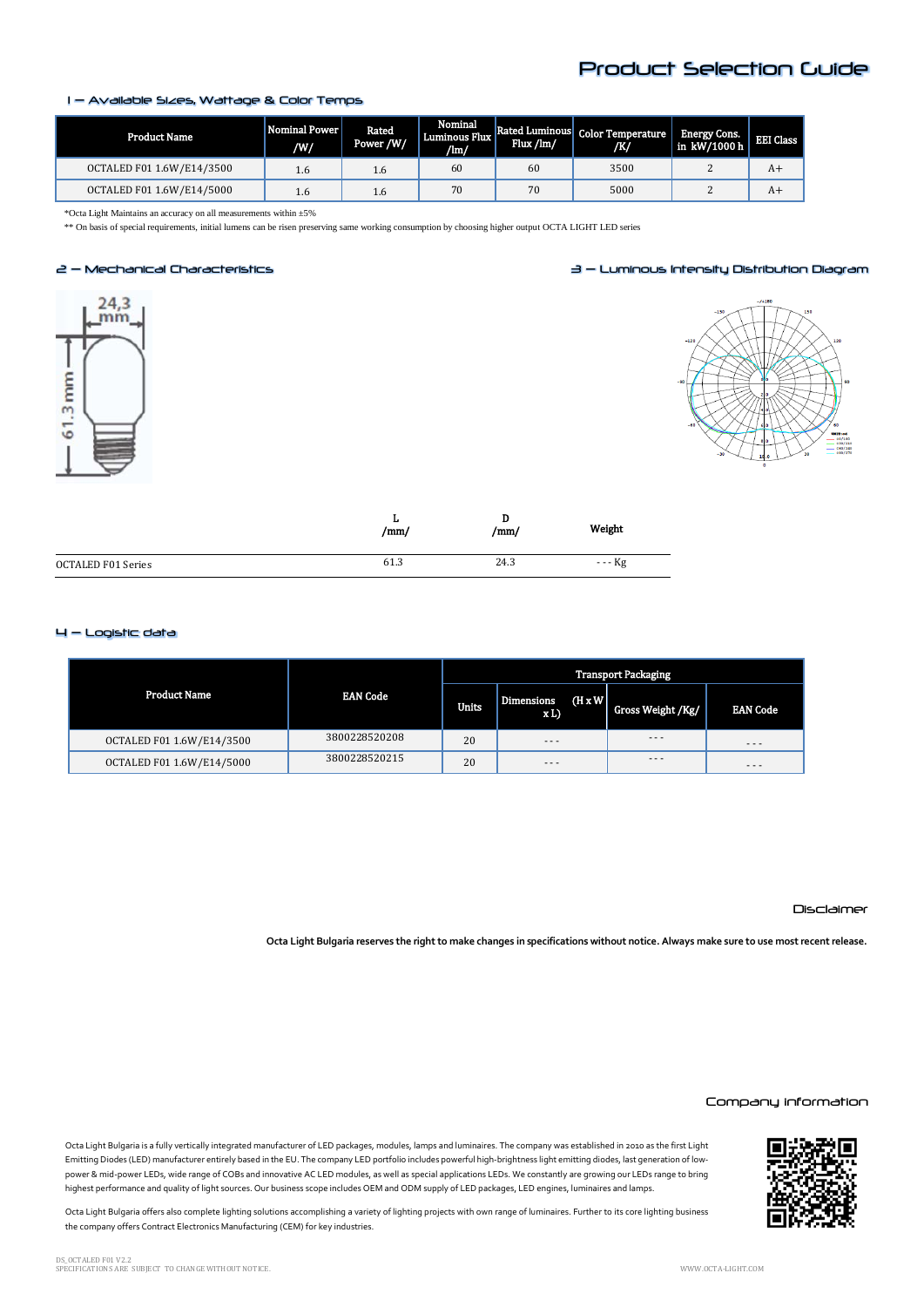# Product Selection Guide

## 1 – Available Sizes, Wattage & Color Temps

| Product Name | Nominal Power /W/ | Rated Power /W/ | Nominal Luminous Flux /lm/ | Rated Luminous Flux /lm/ | Color Temperature /K/ | Energy Cons. in kW/1000 h | EEI Class |
|---|---|---|---|---|---|---|---|
| OCTALED F01 1.6W/E14/3500 | 1.6 | 1.6 | 60 | 60 | 3500 | 2 | A+ |
| OCTALED F01 1.6W/E14/5000 | 1.6 | 1.6 | 70 | 70 | 5000 | 2 | A+ |

*Octa Light Maintains an accuracy on all measurements within ±5%

** On basis of special requirements, initial lumens can be risen preserving same working consumption by choosing higher output OCTA LIGHT LED series

## 2 – Mechanical Characteristics

24,3 mm

61.3 mm

## 3 – Luminous Intensity Distribution Diagram

| | L /mm/ | D /mm/ | Weight |
|---|---|---|---|
| OCTALED F01 Series | 61.3 | 24.3 | - - - Kg |

## 4 – Logistic data

| Product Name | EAN Code | Transport Packaging | | | |
|---|---|---|---|---|---|
| | | Units | Dimensions (H x W x L) | Gross Weight /Kg/ | EAN Code |
| OCTALED F01 1.6W/E14/3500 | 3800228520208 | 20 | - - - | - - - | - - - |
| OCTALED F01 1.6W/E14/5000 | 3800228520215 | 20 | - - - | - - - | - - - |

### Disclaimer

**Octa Light Bulgaria reserves the right to make changes in specifications without notice. Always make sure to use most recent release.**

### Company information

Octa Light Bulgaria is a fully vertically integrated manufacturer of LED packages, modules, lamps and luminaires. The company was established in 2010 as the first Light Emitting Diodes (LED) manufacturer entirely based in the EU. The company LED portfolio includes powerful high-brightness light emitting diodes, last generation of low-power & mid-power LEDs, wide range of COBs and innovative AC LED modules, as well as special applications LEDs. We constantly are growing our LEDs range to bring highest performance and quality of light sources. Our business scope includes OEM and ODM supply of LED packages, LED engines, luminaires and lamps.

Octa Light Bulgaria offers also complete lighting solutions accomplishing a variety of lighting projects with own range of luminaires. Further to its core lighting business the company offers Contract Electronics Manufacturing (CEM) for key industries.

DS_OCTALED F01 V2.2
SPECIFICATIONS ARE SUBJECT TO CHANGE WITHOUT NOTICE.

WWW.OCTA-LIGHT.COM